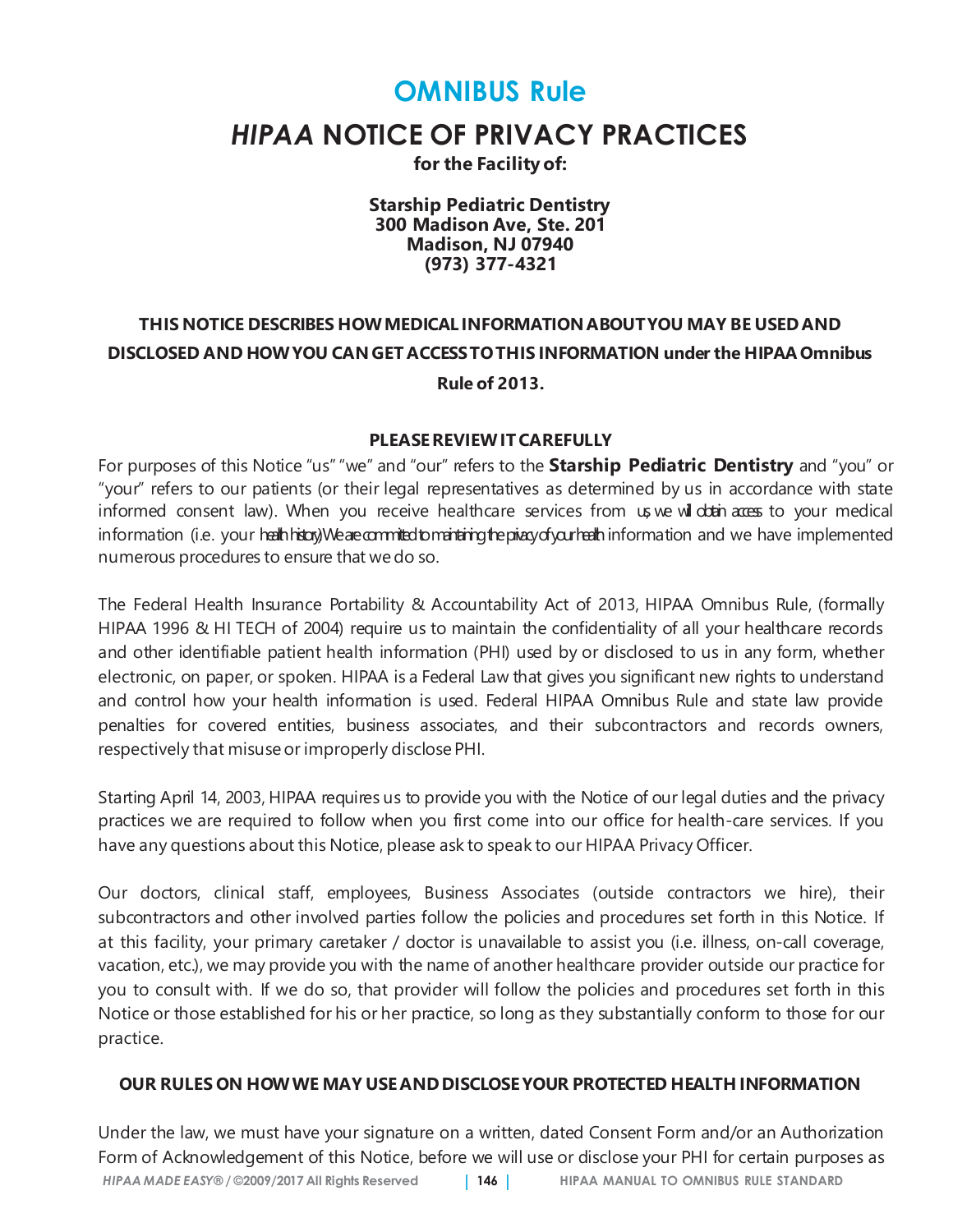# OMNIBUS Rule

## *HIPAA* NOTICE OF PRIVACY PRACTICES

**for the Facility of:**

**Starship Pediatric Dentistry**
**300 Madison Ave, Ste. 201**
**Madison, NJ 07940**
**(973) 377-4321**

**THIS NOTICE DESCRIBES HOW MEDICAL INFORMATION ABOUT YOU MAY BE USED AND DISCLOSED AND HOW YOU CAN GET ACCESS TO THIS INFORMATION under the HIPAA Omnibus Rule of 2013.**

**PLEASE REVIEW IT CAREFULLY**

For purposes of this Notice "us" "we" and "our" refers to the **Starship Pediatric Dentistry** and "you" or "your" refers to our patients (or their legal representatives as determined by us in accordance with state informed consent law). When you receive healthcare services from us, we will obtain access to your medical information (i.e. your health history). We are committed to maintaining the privacy of your health information and we have implemented numerous procedures to ensure that we do so.

The Federal Health Insurance Portability & Accountability Act of 2013, HIPAA Omnibus Rule, (formally HIPAA 1996 & HI TECH of 2004) require us to maintain the confidentiality of all your healthcare records and other identifiable patient health information (PHI) used by or disclosed to us in any form, whether electronic, on paper, or spoken. HIPAA is a Federal Law that gives you significant new rights to understand and control how your health information is used. Federal HIPAA Omnibus Rule and state law provide penalties for covered entities, business associates, and their subcontractors and records owners, respectively that misuse or improperly disclose PHI.

Starting April 14, 2003, HIPAA requires us to provide you with the Notice of our legal duties and the privacy practices we are required to follow when you first come into our office for health-care services. If you have any questions about this Notice, please ask to speak to our HIPAA Privacy Officer.

Our doctors, clinical staff, employees, Business Associates (outside contractors we hire), their subcontractors and other involved parties follow the policies and procedures set forth in this Notice. If at this facility, your primary caretaker / doctor is unavailable to assist you (i.e. illness, on-call coverage, vacation, etc.), we may provide you with the name of another healthcare provider outside our practice for you to consult with. If we do so, that provider will follow the policies and procedures set forth in this Notice or those established for his or her practice, so long as they substantially conform to those for our practice.

**OUR RULES ON HOW WE MAY USE AND DISCLOSE YOUR PROTECTED HEALTH INFORMATION**

Under the law, we must have your signature on a written, dated Consent Form and/or an Authorization Form of Acknowledgement of this Notice, before we will use or disclose your PHI for certain purposes as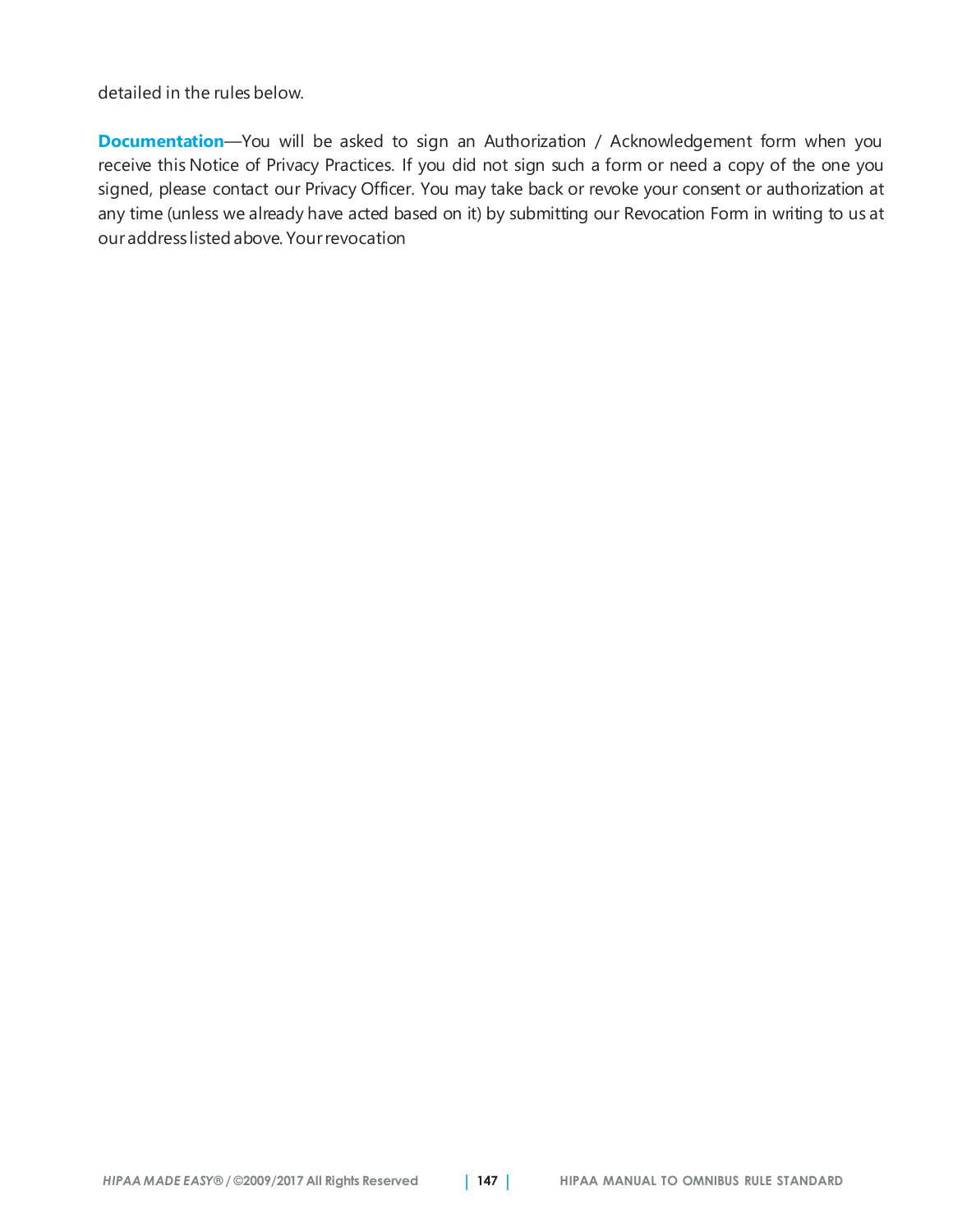detailed in the rules below.

**Documentation**—You will be asked to sign an Authorization / Acknowledgement form when you receive this Notice of Privacy Practices. If you did not sign such a form or need a copy of the one you signed, please contact our Privacy Officer. You may take back or revoke your consent or authorization at any time (unless we already have acted based on it) by submitting our Revocation Form in writing to us at our address listed above. Your revocation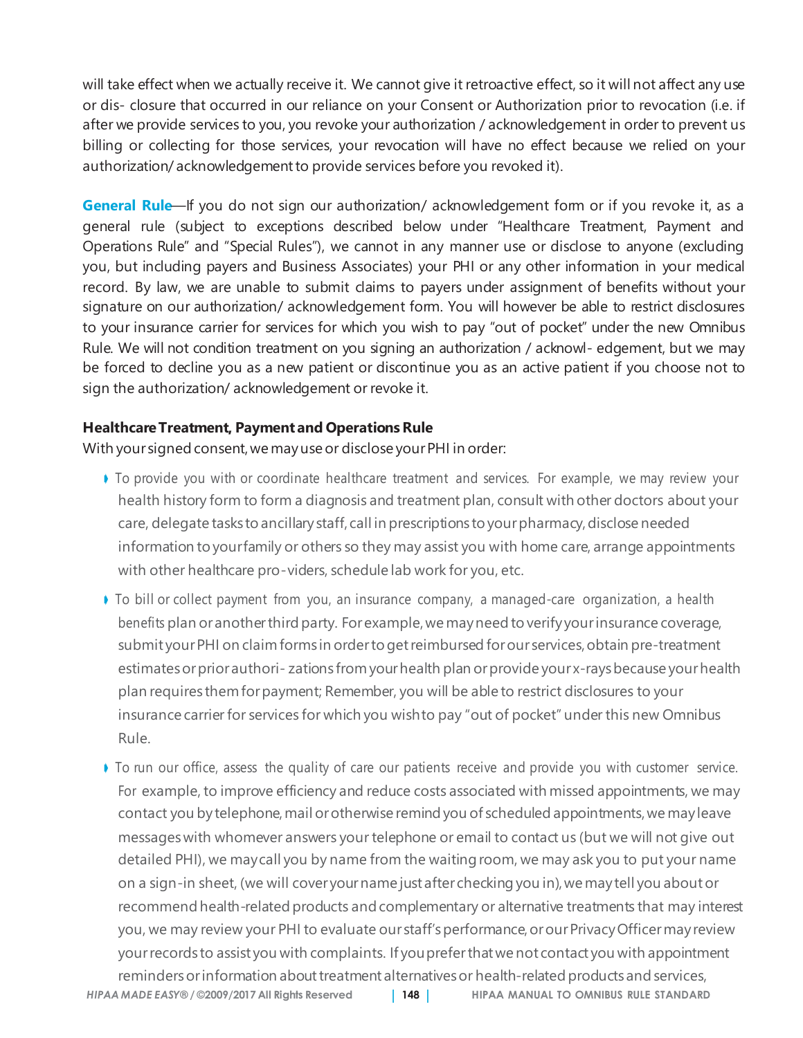will take effect when we actually receive it. We cannot give it retroactive effect, so it will not affect any use or dis- closure that occurred in our reliance on your Consent or Authorization prior to revocation (i.e. if after we provide services to you, you revoke your authorization / acknowledgement in order to prevent us billing or collecting for those services, your revocation will have no effect because we relied on your authorization/ acknowledgement to provide services before you revoked it).

**General Rule**—If you do not sign our authorization/ acknowledgement form or if you revoke it, as a general rule (subject to exceptions described below under "Healthcare Treatment, Payment and Operations Rule" and "Special Rules"), we cannot in any manner use or disclose to anyone (excluding you, but including payers and Business Associates) your PHI or any other information in your medical record. By law, we are unable to submit claims to payers under assignment of benefits without your signature on our authorization/ acknowledgement form. You will however be able to restrict disclosures to your insurance carrier for services for which you wish to pay "out of pocket" under the new Omnibus Rule. We will not condition treatment on you signing an authorization / acknowl- edgement, but we may be forced to decline you as a new patient or discontinue you as an active patient if you choose not to sign the authorization/ acknowledgement or revoke it.

**Healthcare Treatment, Payment and Operations Rule**

With your signed consent, we may use or disclose your PHI in order:

- To provide you with or coordinate healthcare treatment and services. For example, we may review your health history form to form a diagnosis and treatment plan, consult with other doctors about your care, delegate tasks to ancillary staff, call in prescriptions to your pharmacy, disclose needed information to your family or others so they may assist you with home care, arrange appointments with other healthcare pro-viders, schedule lab work for you, etc.
- To bill or collect payment from you, an insurance company, a managed-care organization, a health benefits plan or another third party. For example, we may need to verify your insurance coverage, submit your PHI on claim forms in order to get reimbursed for our services, obtain pre-treatment estimates or prior authori- zations from your health plan or provide your x-rays because your health plan requires them for payment; Remember, you will be able to restrict disclosures to your insurance carrier for services for which you wish to pay "out of pocket" under this new Omnibus Rule.
- To run our office, assess the quality of care our patients receive and provide you with customer service. For example, to improve efficiency and reduce costs associated with missed appointments, we may contact you by telephone, mail or otherwise remind you of scheduled appointments, we may leave messages with whomever answers your telephone or email to contact us (but we will not give out detailed PHI), we may call you by name from the waiting room, we may ask you to put your name on a sign-in sheet, (we will cover your name just after checking you in), we may tell you about or recommend health-related products and complementary or alternative treatments that may interest you, we may review your PHI to evaluate our staff's performance, or our Privacy Officer may review your records to assist you with complaints. If you prefer that we not contact you with appointment reminders or information about treatment alternatives or health-related products and services,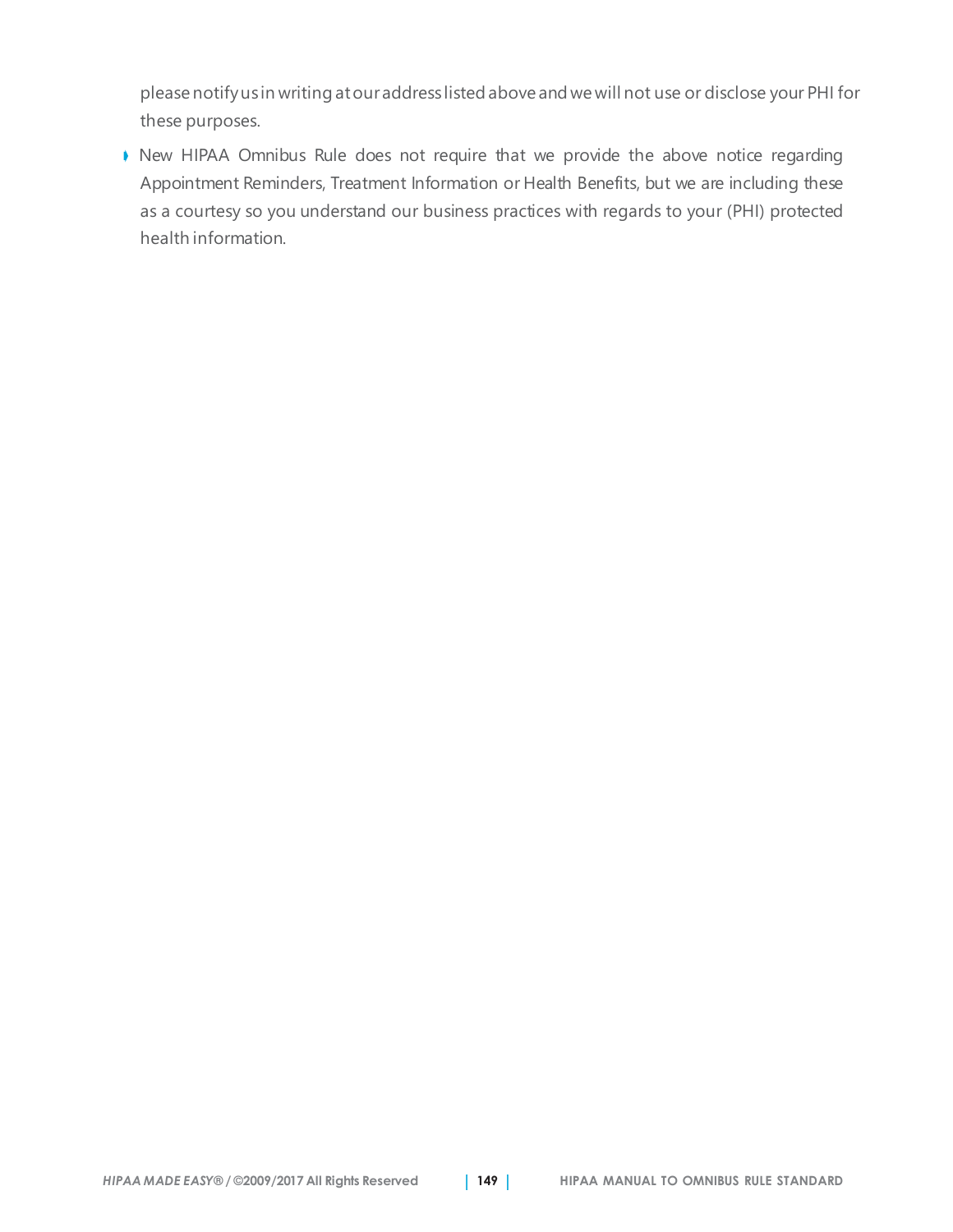please notify us in writing at our address listed above and we will not use or disclose your PHI for these purposes.

- New HIPAA Omnibus Rule does not require that we provide the above notice regarding Appointment Reminders, Treatment Information or Health Benefits, but we are including these as a courtesy so you understand our business practices with regards to your (PHI) protected health information.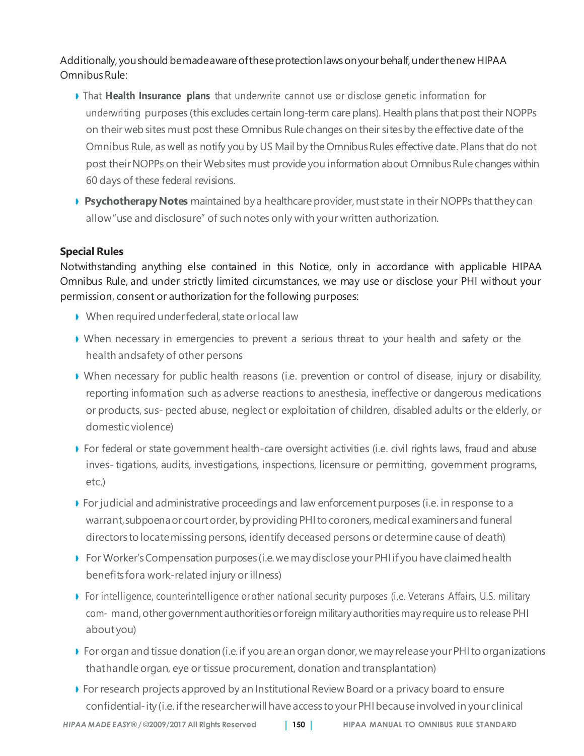Additionally, you should be made aware of these protection laws on your behalf, under the new HIPAA Omnibus Rule:

- That **Health Insurance plans** that underwrite cannot use or disclose genetic information for underwriting purposes (this excludes certain long-term care plans). Health plans that post their NOPPs on their web sites must post these Omnibus Rule changes on their sites by the effective date of the Omnibus Rule, as well as notify you by US Mail by the Omnibus Rules effective date. Plans that do not post their NOPPs on their Web sites must provide you information about Omnibus Rule changes within 60 days of these federal revisions.
- **Psychotherapy Notes** maintained by a healthcare provider, must state in their NOPPs that they can allow "use and disclosure" of such notes only with your written authorization.

**Special Rules**

Notwithstanding anything else contained in this Notice, only in accordance with applicable HIPAA Omnibus Rule, and under strictly limited circumstances, we may use or disclose your PHI without your permission, consent or authorization for the following purposes:

- When required under federal, state or local law
- When necessary in emergencies to prevent a serious threat to your health and safety or the health andsafety of other persons
- When necessary for public health reasons (i.e. prevention or control of disease, injury or disability, reporting information such as adverse reactions to anesthesia, ineffective or dangerous medications or products, sus- pected abuse, neglect or exploitation of children, disabled adults or the elderly, or domestic violence)
- For federal or state government health-care oversight activities (i.e. civil rights laws, fraud and abuse inves- tigations, audits, investigations, inspections, licensure or permitting, government programs, etc.)
- For judicial and administrative proceedings and law enforcement purposes (i.e. in response to a warrant, subpoena or court order, by providing PHI to coroners, medical examiners and funeral directors to locate missing persons, identify deceased persons or determine cause of death)
- For Worker's Compensation purposes (i.e. we may disclose your PHI if you have claimed health benefits for a work-related injury or illness)
- For intelligence, counterintelligence or other national security purposes (i.e. Veterans Affairs, U.S. military com- mand, other government authorities or foreign military authorities may require us to release PHI about you)
- For organ and tissue donation (i.e. if you are an organ donor, we may release your PHI to organizations that handle organ, eye or tissue procurement, donation and transplantation)
- For research projects approved by an Institutional Review Board or a privacy board to ensure confidential- ity (i.e. if the researcher will have access to your PHI because involved in your clinical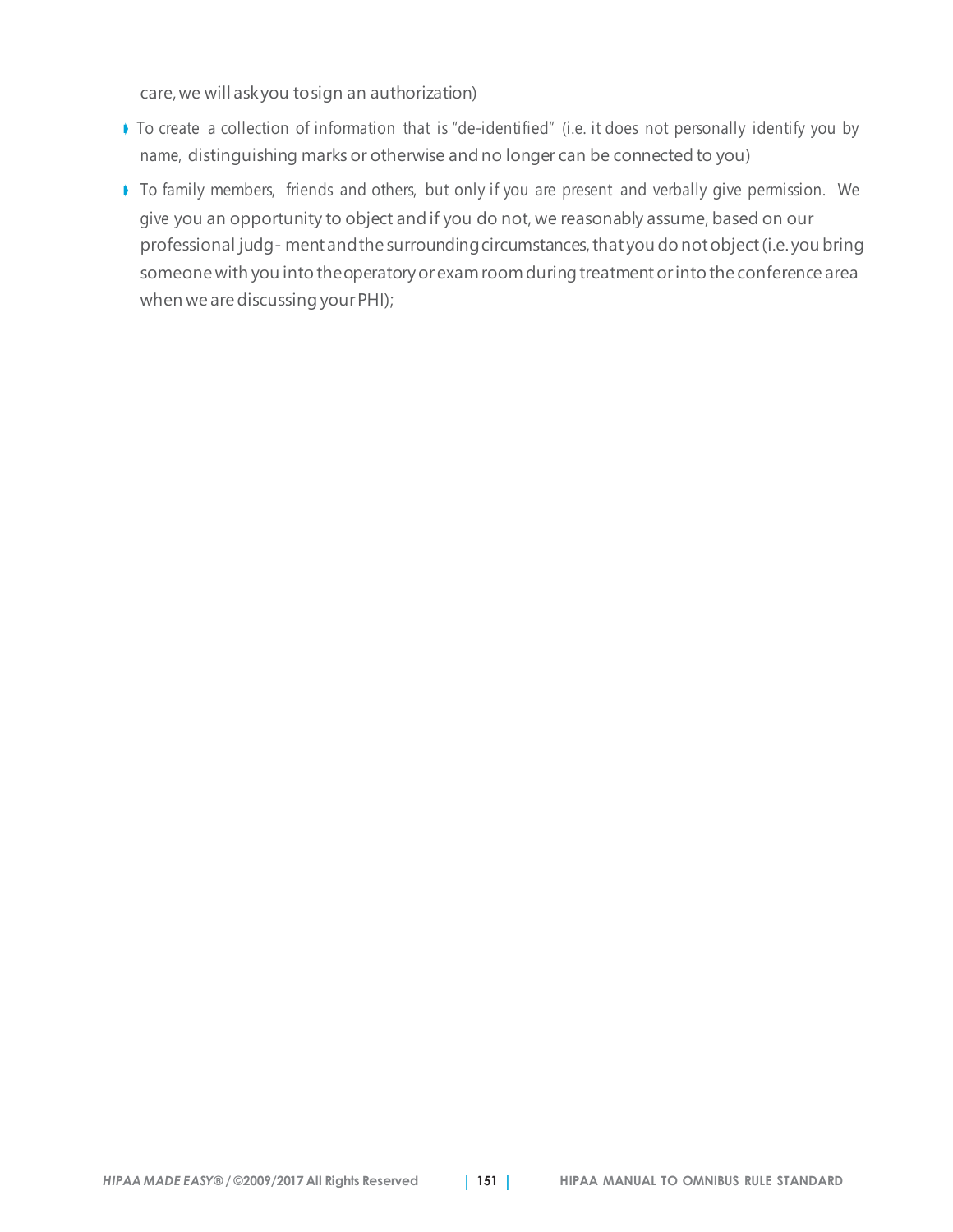care, we will ask you to sign an authorization)

- To create a collection of information that is "de-identified" (i.e. it does not personally identify you by name, distinguishing marks or otherwise and no longer can be connected to you)
- To family members, friends and others, but only if you are present and verbally give permission. We give you an opportunity to object and if you do not, we reasonably assume, based on our professional judg- ment and the surrounding circumstances, that you do not object (i.e. you bring someone with you into the operatory or exam room during treatment or into the conference area when we are discussing your PHI);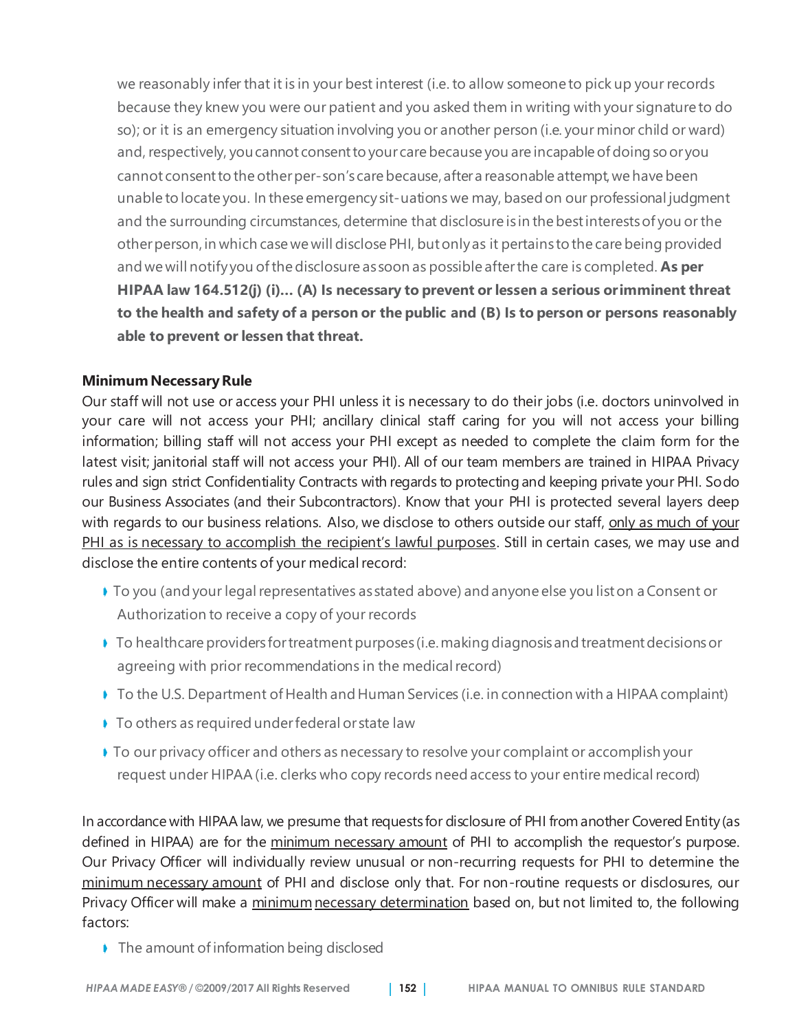we reasonably infer that it is in your best interest (i.e. to allow someone to pick up your records because they knew you were our patient and you asked them in writing with your signature to do so); or it is an emergency situation involving you or another person (i.e. your minor child or ward) and, respectively, you cannot consent to your care because you are incapable of doing so or you cannot consent to the other per-son's care because, after a reasonable attempt, we have been unable to locate you. In these emergency sit-uations we may, based on our professional judgment and the surrounding circumstances, determine that disclosure is in the best interests of you or the other person, in which case we will disclose PHI, but only as it pertains to the care being provided and we will notify you of the disclosure as soon as possible after the care is completed. **As per HIPAA law 164.512(j) (i)... (A) Is necessary to prevent or lessen a serious or imminent threat to the health and safety of a person or the public and (B) Is to person or persons reasonably able to prevent or lessen that threat.**

**Minimum Necessary Rule**

Our staff will not use or access your PHI unless it is necessary to do their jobs (i.e. doctors uninvolved in your care will not access your PHI; ancillary clinical staff caring for you will not access your billing information; billing staff will not access your PHI except as needed to complete the claim form for the latest visit; janitorial staff will not access your PHI). All of our team members are trained in HIPAA Privacy rules and sign strict Confidentiality Contracts with regards to protecting and keeping private your PHI. So do our Business Associates (and their Subcontractors). Know that your PHI is protected several layers deep with regards to our business relations. Also, we disclose to others outside our staff, <u>only as much of your PHI as is necessary to accomplish the recipient's lawful purposes</u>. Still in certain cases, we may use and disclose the entire contents of your medical record:

- To you (and your legal representatives as stated above) and anyone else you list on a Consent or Authorization to receive a copy of your records
- To healthcare providers for treatment purposes (i.e. making diagnosis and treatment decisions or agreeing with prior recommendations in the medical record)
- To the U.S. Department of Health and Human Services (i.e. in connection with a HIPAA complaint)
- To others as required under federal or state law
- To our privacy officer and others as necessary to resolve your complaint or accomplish your request under HIPAA (i.e. clerks who copy records need access to your entire medical record)

In accordance with HIPAA law, we presume that requests for disclosure of PHI from another Covered Entity (as defined in HIPAA) are for the <u>minimum necessary amount</u> of PHI to accomplish the requestor's purpose. Our Privacy Officer will individually review unusual or non-recurring requests for PHI to determine the <u>minimum necessary amount</u> of PHI and disclose only that. For non-routine requests or disclosures, our Privacy Officer will make a <u>minimum necessary determination</u> based on, but not limited to, the following factors:

- The amount of information being disclosed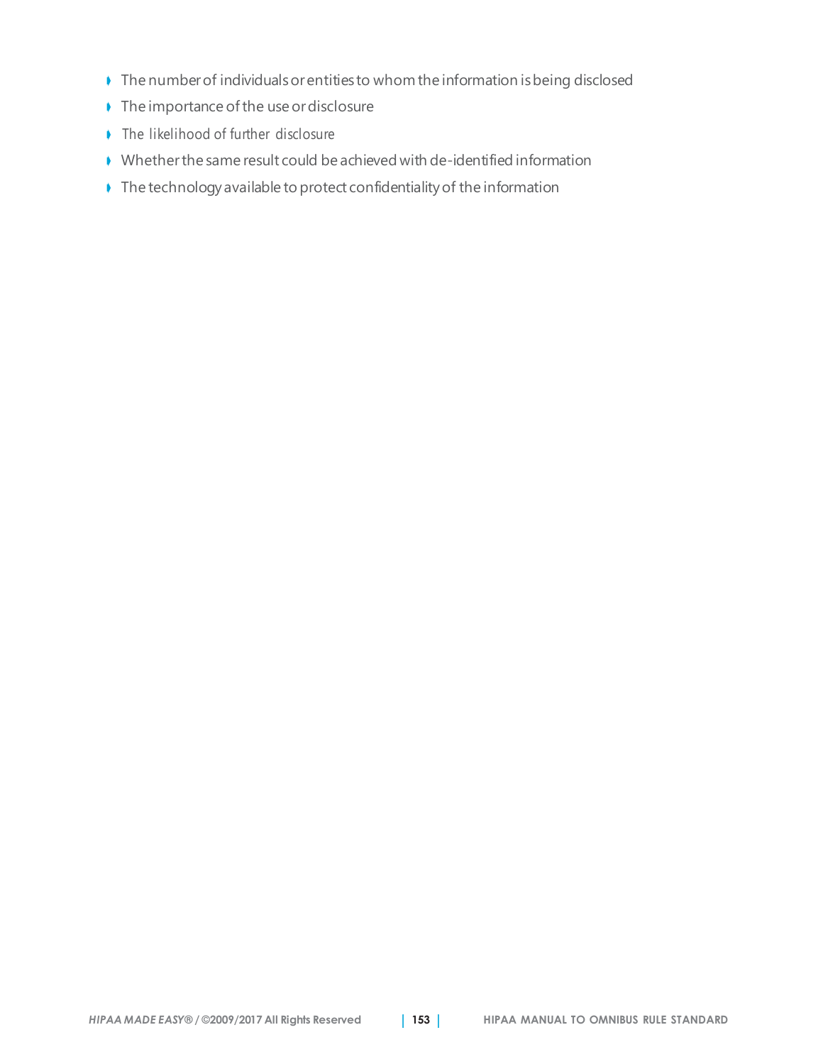- The number of individuals or entities to whom the information is being disclosed
- The importance of the use or disclosure
- The likelihood of further disclosure
- Whether the same result could be achieved with de-identified information
- The technology available to protect confidentiality of the information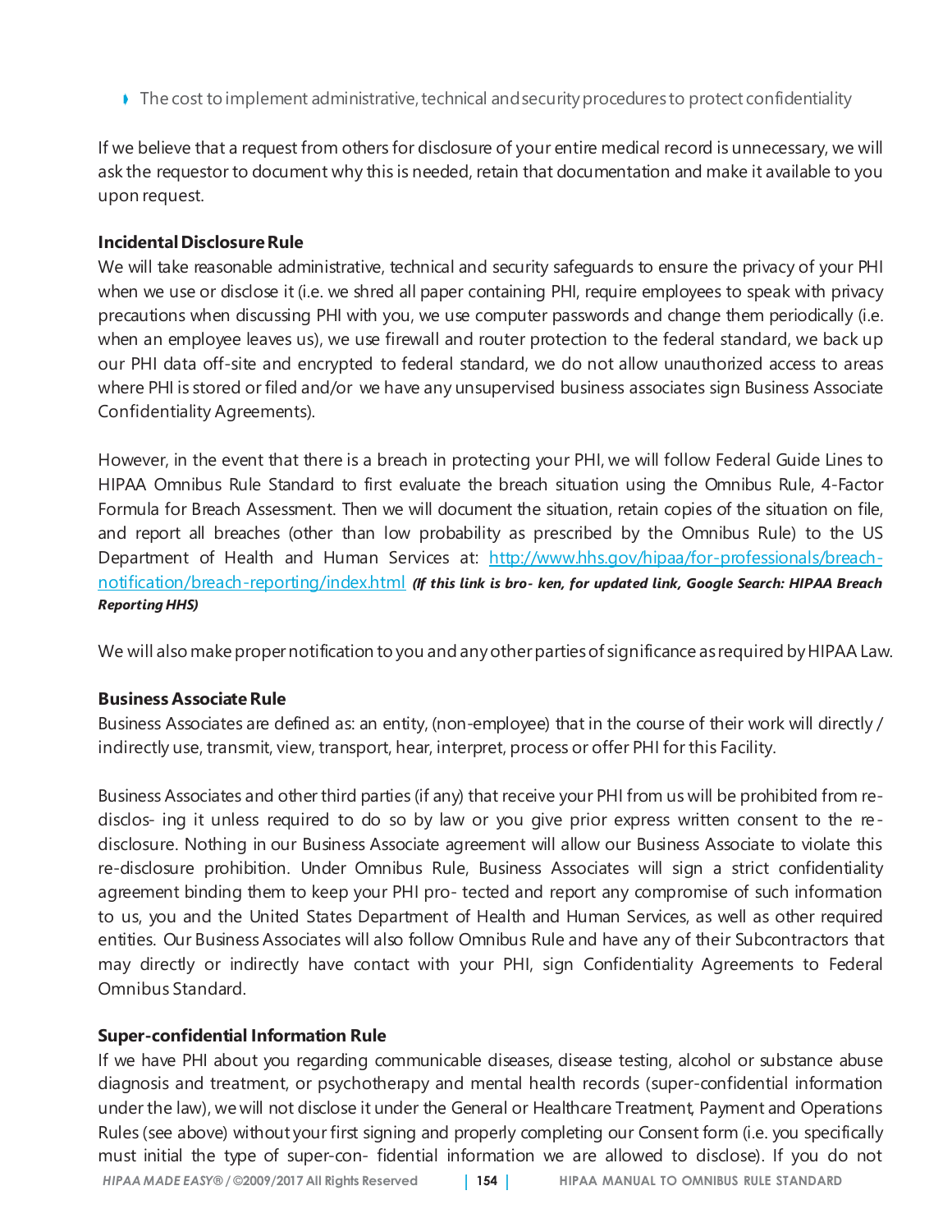- The cost to implement administrative, technical and security procedures to protect confidentiality

If we believe that a request from others for disclosure of your entire medical record is unnecessary, we will ask the requestor to document why this is needed, retain that documentation and make it available to you upon request.

**Incidental Disclosure Rule**

We will take reasonable administrative, technical and security safeguards to ensure the privacy of your PHI when we use or disclose it (i.e. we shred all paper containing PHI, require employees to speak with privacy precautions when discussing PHI with you, we use computer passwords and change them periodically (i.e. when an employee leaves us), we use firewall and router protection to the federal standard, we back up our PHI data off-site and encrypted to federal standard, we do not allow unauthorized access to areas where PHI is stored or filed and/or we have any unsupervised business associates sign Business Associate Confidentiality Agreements).

However, in the event that there is a breach in protecting your PHI, we will follow Federal Guide Lines to HIPAA Omnibus Rule Standard to first evaluate the breach situation using the Omnibus Rule, 4-Factor Formula for Breach Assessment. Then we will document the situation, retain copies of the situation on file, and report all breaches (other than low probability as prescribed by the Omnibus Rule) to the US Department of Health and Human Services at: [http://www.hhs.gov/hipaa/for-professionals/breach-notification/breach-reporting/index.html](http://www.hhs.gov/hipaa/for-professionals/breach-notification/breach-reporting/index.html) ***(If this link is bro- ken, for updated link, Google Search: HIPAA Breach Reporting HHS)***

We will also make proper notification to you and any other parties of significance as required by HIPAA Law.

**Business Associate Rule**

Business Associates are defined as: an entity, (non-employee) that in the course of their work will directly / indirectly use, transmit, view, transport, hear, interpret, process or offer PHI for this Facility.

Business Associates and other third parties (if any) that receive your PHI from us will be prohibited from re-disclos- ing it unless required to do so by law or you give prior express written consent to the re-disclosure. Nothing in our Business Associate agreement will allow our Business Associate to violate this re-disclosure prohibition. Under Omnibus Rule, Business Associates will sign a strict confidentiality agreement binding them to keep your PHI pro- tected and report any compromise of such information to us, you and the United States Department of Health and Human Services, as well as other required entities. Our Business Associates will also follow Omnibus Rule and have any of their Subcontractors that may directly or indirectly have contact with your PHI, sign Confidentiality Agreements to Federal Omnibus Standard.

**Super-confidential Information Rule**

If we have PHI about you regarding communicable diseases, disease testing, alcohol or substance abuse diagnosis and treatment, or psychotherapy and mental health records (super-confidential information under the law), we will not disclose it under the General or Healthcare Treatment, Payment and Operations Rules (see above) without your first signing and properly completing our Consent form (i.e. you specifically must initial the type of super-con- fidential information we are allowed to disclose). If you do not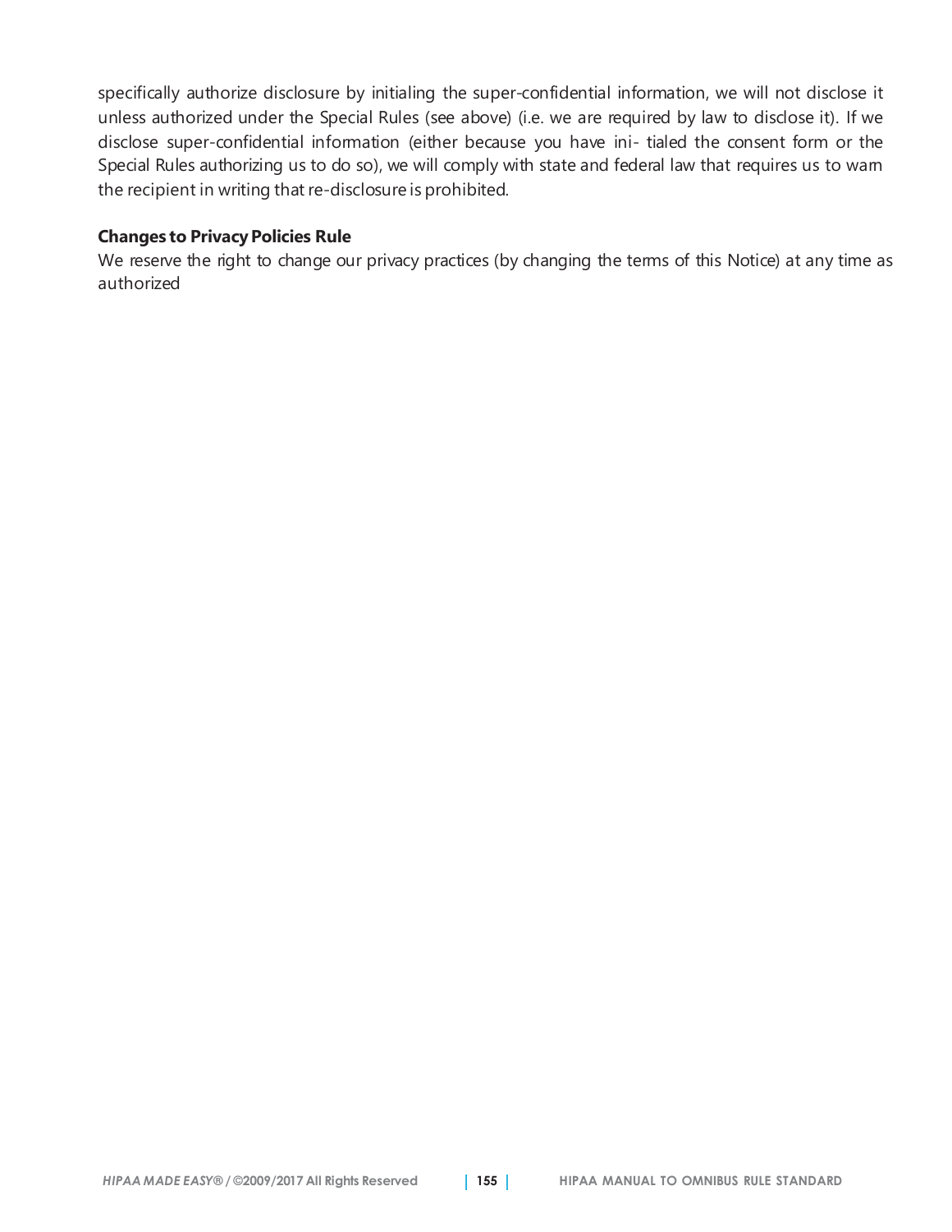specifically authorize disclosure by initialing the super-confidential information, we will not disclose it unless authorized under the Special Rules (see above) (i.e. we are required by law to disclose it). If we disclose super-confidential information (either because you have ini- tialed the consent form or the Special Rules authorizing us to do so), we will comply with state and federal law that requires us to warn the recipient in writing that re-disclosure is prohibited.

**Changes to Privacy Policies Rule**

We reserve the right to change our privacy practices (by changing the terms of this Notice) at any time as authorized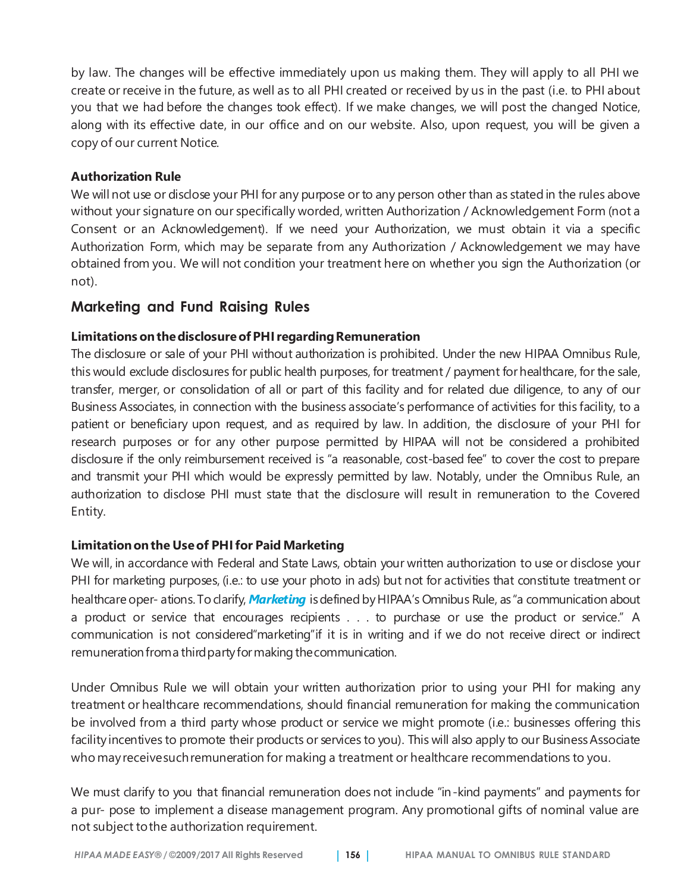by law. The changes will be effective immediately upon us making them. They will apply to all PHI we create or receive in the future, as well as to all PHI created or received by us in the past (i.e. to PHI about you that we had before the changes took effect). If we make changes, we will post the changed Notice, along with its effective date, in our office and on our website. Also, upon request, you will be given a copy of our current Notice.

**Authorization Rule**

We will not use or disclose your PHI for any purpose or to any person other than as stated in the rules above without your signature on our specifically worded, written Authorization / Acknowledgement Form (not a Consent or an Acknowledgement). If we need your Authorization, we must obtain it via a specific Authorization Form, which may be separate from any Authorization / Acknowledgement we may have obtained from you. We will not condition your treatment here on whether you sign the Authorization (or not).

## Marketing and Fund Raising Rules

**Limitations on the disclosure of PHI regarding Remuneration**

The disclosure or sale of your PHI without authorization is prohibited. Under the new HIPAA Omnibus Rule, this would exclude disclosures for public health purposes, for treatment / payment for healthcare, for the sale, transfer, merger, or consolidation of all or part of this facility and for related due diligence, to any of our Business Associates, in connection with the business associate's performance of activities for this facility, to a patient or beneficiary upon request, and as required by law. In addition, the disclosure of your PHI for research purposes or for any other purpose permitted by HIPAA will not be considered a prohibited disclosure if the only reimbursement received is "a reasonable, cost-based fee" to cover the cost to prepare and transmit your PHI which would be expressly permitted by law. Notably, under the Omnibus Rule, an authorization to disclose PHI must state that the disclosure will result in remuneration to the Covered Entity.

**Limitation on the Use of PHI for Paid Marketing**

We will, in accordance with Federal and State Laws, obtain your written authorization to use or disclose your PHI for marketing purposes, (i.e.: to use your photo in ads) but not for activities that constitute treatment or healthcare oper- ations. To clarify, ***Marketing*** is defined by HIPAA's Omnibus Rule, as "a communication about a product or service that encourages recipients . . . to purchase or use the product or service." A communication is not considered"marketing"if it is in writing and if we do not receive direct or indirect remuneration from a third party for making the communication.

Under Omnibus Rule we will obtain your written authorization prior to using your PHI for making any treatment or healthcare recommendations, should financial remuneration for making the communication be involved from a third party whose product or service we might promote (i.e.: businesses offering this facility incentives to promote their products or services to you). This will also apply to our Business Associate who may receive such remuneration for making a treatment or healthcare recommendations to you.

We must clarify to you that financial remuneration does not include "in-kind payments" and payments for a pur- pose to implement a disease management program. Any promotional gifts of nominal value are not subject to the authorization requirement.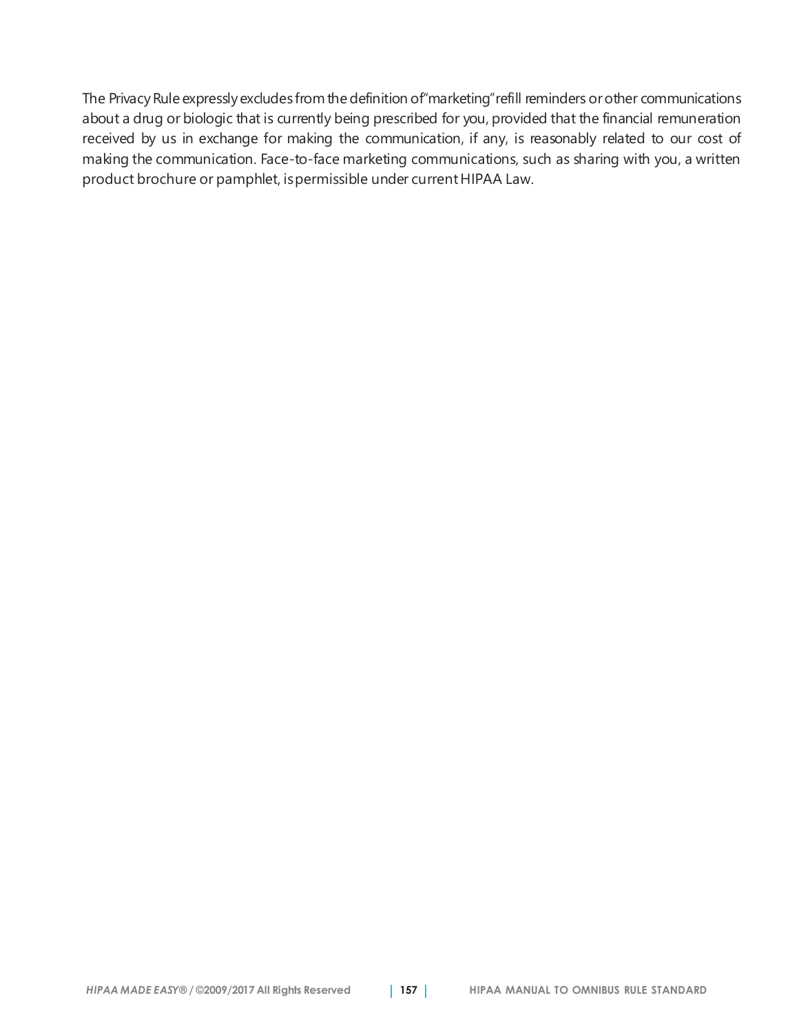The Privacy Rule expressly excludes from the definition of "marketing" refill reminders or other communications about a drug or biologic that is currently being prescribed for you, provided that the financial remuneration received by us in exchange for making the communication, if any, is reasonably related to our cost of making the communication. Face-to-face marketing communications, such as sharing with you, a written product brochure or pamphlet, is permissible under current HIPAA Law.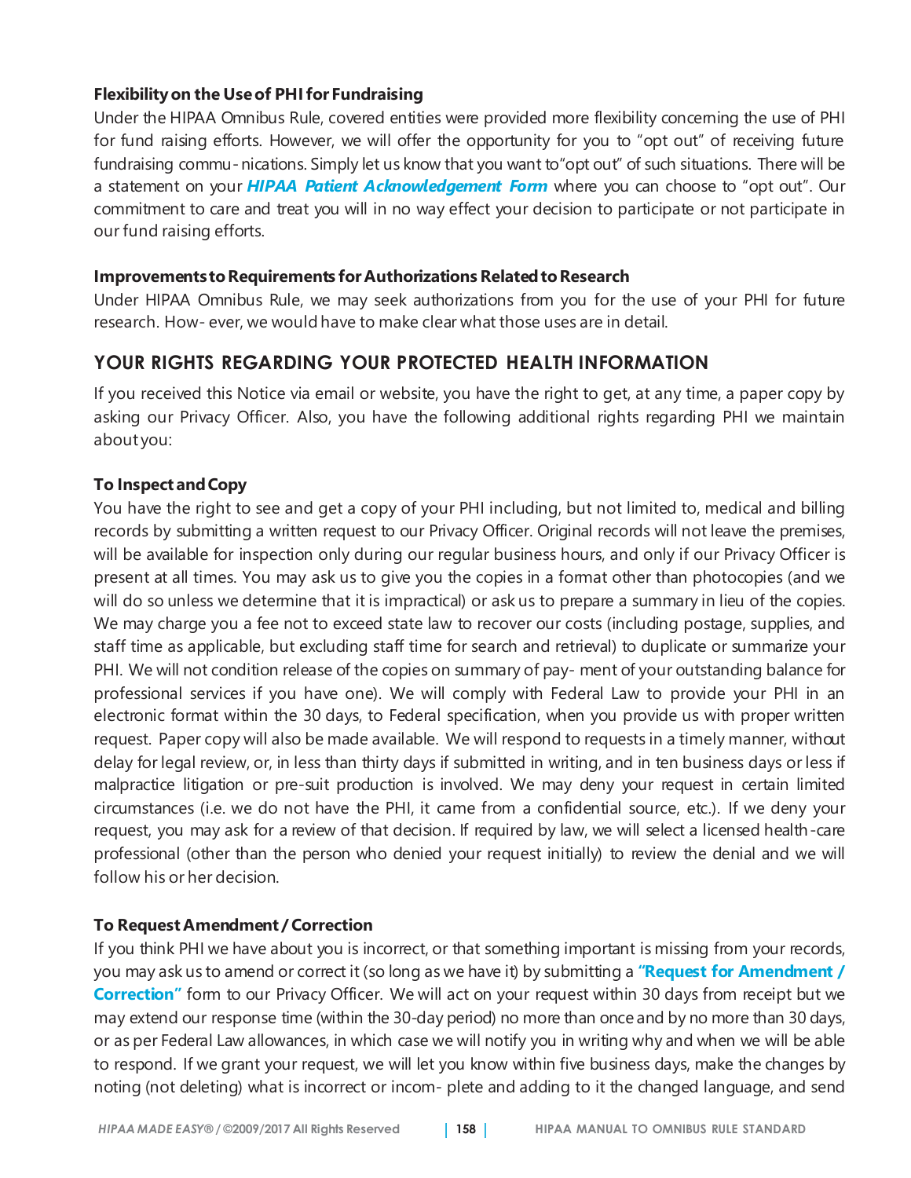**Flexibility on the Use of PHI for Fundraising**

Under the HIPAA Omnibus Rule, covered entities were provided more flexibility concerning the use of PHI for fund raising efforts. However, we will offer the opportunity for you to "opt out" of receiving future fundraising commu- nications. Simply let us know that you want to"opt out" of such situations. There will be a statement on your ***HIPAA Patient Acknowledgement Form*** where you can choose to "opt out". Our commitment to care and treat you will in no way effect your decision to participate or not participate in our fund raising efforts.

**Improvements to Requirements for Authorizations Related to Research**

Under HIPAA Omnibus Rule, we may seek authorizations from you for the use of your PHI for future research. How- ever, we would have to make clear what those uses are in detail.

## YOUR RIGHTS REGARDING YOUR PROTECTED HEALTH INFORMATION

If you received this Notice via email or website, you have the right to get, at any time, a paper copy by asking our Privacy Officer. Also, you have the following additional rights regarding PHI we maintain about you:

**To Inspect and Copy**

You have the right to see and get a copy of your PHI including, but not limited to, medical and billing records by submitting a written request to our Privacy Officer. Original records will not leave the premises, will be available for inspection only during our regular business hours, and only if our Privacy Officer is present at all times. You may ask us to give you the copies in a format other than photocopies (and we will do so unless we determine that it is impractical) or ask us to prepare a summary in lieu of the copies. We may charge you a fee not to exceed state law to recover our costs (including postage, supplies, and staff time as applicable, but excluding staff time for search and retrieval) to duplicate or summarize your PHI. We will not condition release of the copies on summary of pay- ment of your outstanding balance for professional services if you have one). We will comply with Federal Law to provide your PHI in an electronic format within the 30 days, to Federal specification, when you provide us with proper written request. Paper copy will also be made available. We will respond to requests in a timely manner, without delay for legal review, or, in less than thirty days if submitted in writing, and in ten business days or less if malpractice litigation or pre-suit production is involved. We may deny your request in certain limited circumstances (i.e. we do not have the PHI, it came from a confidential source, etc.). If we deny your request, you may ask for a review of that decision. If required by law, we will select a licensed health-care professional (other than the person who denied your request initially) to review the denial and we will follow his or her decision.

**To Request Amendment / Correction**

If you think PHI we have about you is incorrect, or that something important is missing from your records, you may ask us to amend or correct it (so long as we have it) by submitting a **"Request for Amendment / Correction"** form to our Privacy Officer. We will act on your request within 30 days from receipt but we may extend our response time (within the 30-day period) no more than once and by no more than 30 days, or as per Federal Law allowances, in which case we will notify you in writing why and when we will be able to respond. If we grant your request, we will let you know within five business days, make the changes by noting (not deleting) what is incorrect or incom- plete and adding to it the changed language, and send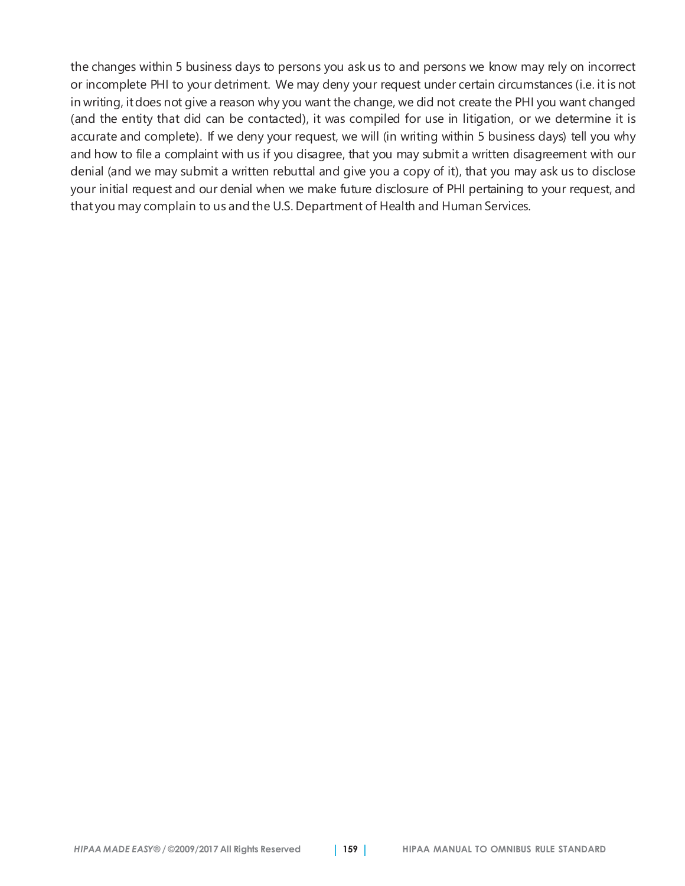the changes within 5 business days to persons you ask us to and persons we know may rely on incorrect or incomplete PHI to your detriment. We may deny your request under certain circumstances (i.e. it is not in writing, it does not give a reason why you want the change, we did not create the PHI you want changed (and the entity that did can be contacted), it was compiled for use in litigation, or we determine it is accurate and complete). If we deny your request, we will (in writing within 5 business days) tell you why and how to file a complaint with us if you disagree, that you may submit a written disagreement with our denial (and we may submit a written rebuttal and give you a copy of it), that you may ask us to disclose your initial request and our denial when we make future disclosure of PHI pertaining to your request, and that you may complain to us and the U.S. Department of Health and Human Services.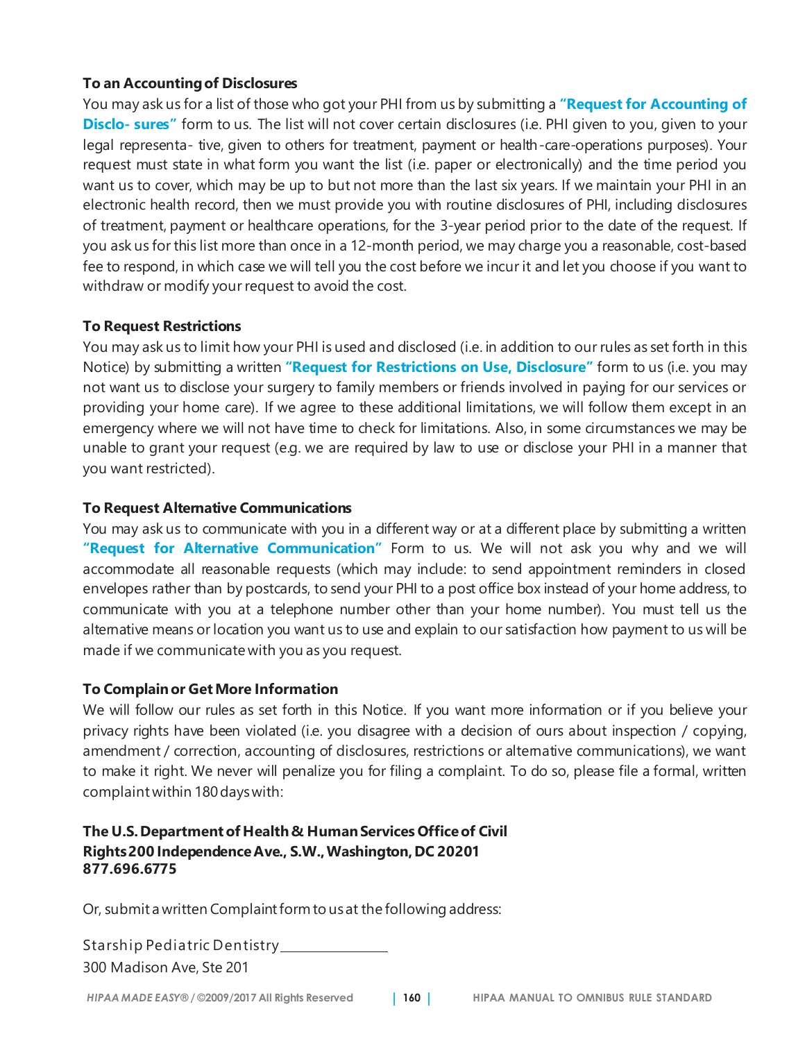**To an Accounting of Disclosures**

You may ask us for a list of those who got your PHI from us by submitting a **"Request for Accounting of Disclo- sures"** form to us. The list will not cover certain disclosures (i.e. PHI given to you, given to your legal representa- tive, given to others for treatment, payment or health-care-operations purposes). Your request must state in what form you want the list (i.e. paper or electronically) and the time period you want us to cover, which may be up to but not more than the last six years. If we maintain your PHI in an electronic health record, then we must provide you with routine disclosures of PHI, including disclosures of treatment, payment or healthcare operations, for the 3-year period prior to the date of the request. If you ask us for this list more than once in a 12-month period, we may charge you a reasonable, cost-based fee to respond, in which case we will tell you the cost before we incur it and let you choose if you want to withdraw or modify your request to avoid the cost.

**To Request Restrictions**

You may ask us to limit how your PHI is used and disclosed (i.e. in addition to our rules as set forth in this Notice) by submitting a written **"Request for Restrictions on Use, Disclosure"** form to us (i.e. you may not want us to disclose your surgery to family members or friends involved in paying for our services or providing your home care). If we agree to these additional limitations, we will follow them except in an emergency where we will not have time to check for limitations. Also, in some circumstances we may be unable to grant your request (e.g. we are required by law to use or disclose your PHI in a manner that you want restricted).

**To Request Alternative Communications**

You may ask us to communicate with you in a different way or at a different place by submitting a written **"Request for Alternative Communication"** Form to us. We will not ask you why and we will accommodate all reasonable requests (which may include: to send appointment reminders in closed envelopes rather than by postcards, to send your PHI to a post office box instead of your home address, to communicate with you at a telephone number other than your home number). You must tell us the alternative means or location you want us to use and explain to our satisfaction how payment to us will be made if we communicate with you as you request.

**To Complain or Get More Information**

We will follow our rules as set forth in this Notice. If you want more information or if you believe your privacy rights have been violated (i.e. you disagree with a decision of ours about inspection / copying, amendment / correction, accounting of disclosures, restrictions or alternative communications), we want to make it right. We never will penalize you for filing a complaint. To do so, please file a formal, written complaint within 180 days with:

**The U.S. Department of Health & Human Services Office of Civil Rights 200 Independence Ave., S.W., Washington, DC 20201
877.696.6775**

Or, submit a written Complaint form to us at the following address:

Starship Pediatric Dentistry
300 Madison Ave, Ste 201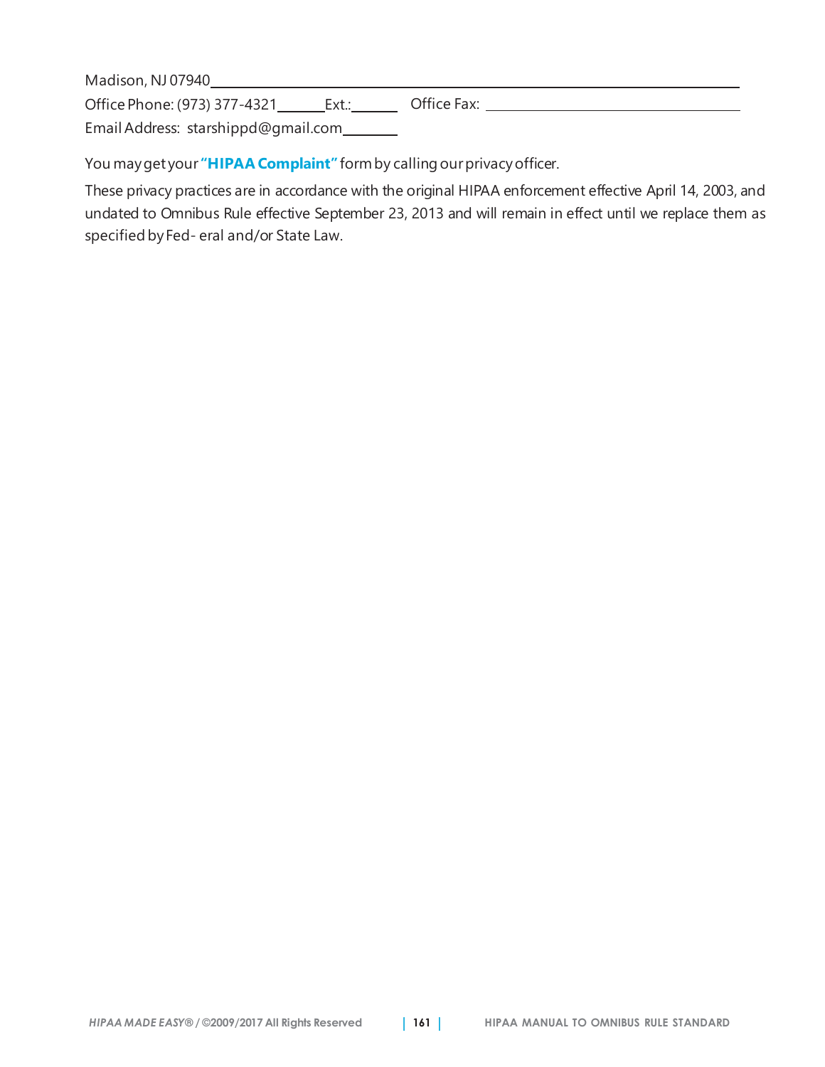Madison, NJ 07940

Office Phone: (973) 377-4321 Ext.: Office Fax:

Email Address: starshippd@gmail.com

You may get your **"HIPAA Complaint"** form by calling our privacy officer.

These privacy practices are in accordance with the original HIPAA enforcement effective April 14, 2003, and undated to Omnibus Rule effective September 23, 2013 and will remain in effect until we replace them as specified by Fed- eral and/or State Law.